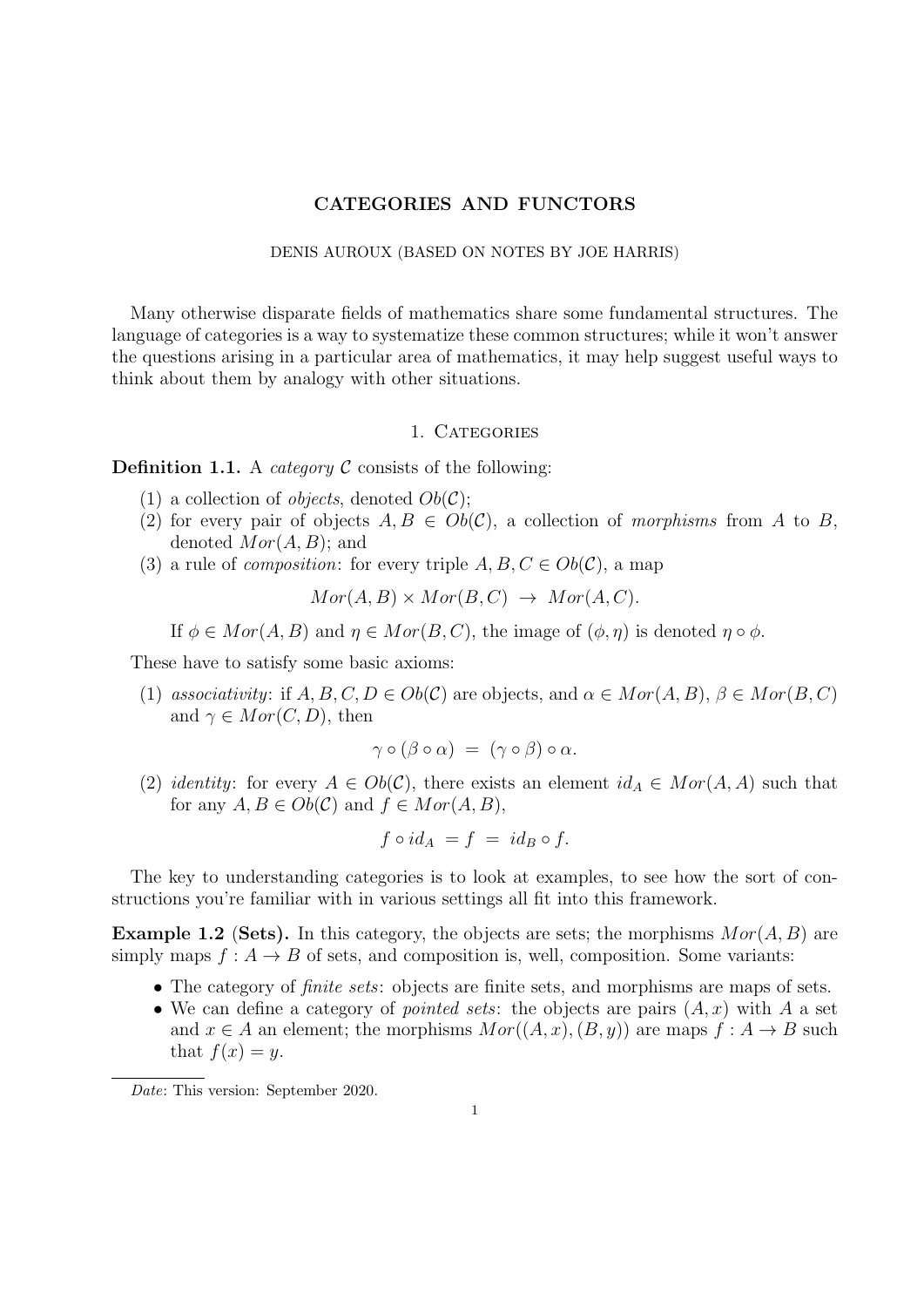# CATEGORIES AND FUNCTORS

DENIS AUROUX (BASED ON NOTES BY JOE HARRIS)

Many otherwise disparate fields of mathematics share some fundamental structures. The language of categories is a way to systematize these common structures; while it won't answer the questions arising in a particular area of mathematics, it may help suggest useful ways to think about them by analogy with other situations.

## 1. Categories

**Definition 1.1.** A *category* $\mathcal{C}$ consists of the following:

1. a collection of *objects*, denoted $Ob(\mathcal{C})$;
2. for every pair of objects $A, B \in Ob(\mathcal{C})$, a collection of *morphisms* from $A$ to $B$, denoted $Mor(A, B)$; and
3. a rule of *composition*: for every triple $A, B, C \in Ob(\mathcal{C})$, a map
$$Mor(A, B) \times Mor(B, C) \;\to\; Mor(A, C).$$
If $\phi \in Mor(A, B)$ and $\eta \in Mor(B, C)$, the image of $(\phi, \eta)$ is denoted $\eta \circ \phi$.

These have to satisfy some basic axioms:

1. *associativity*: if $A, B, C, D \in Ob(\mathcal{C})$ are objects, and $\alpha \in Mor(A, B)$, $\beta \in Mor(B, C)$ and $\gamma \in Mor(C, D)$, then
$$\gamma \circ (\beta \circ \alpha) \;=\; (\gamma \circ \beta) \circ \alpha.$$
2. *identity*: for every $A \in Ob(\mathcal{C})$, there exists an element $id_A \in Mor(A, A)$ such that for any $A, B \in Ob(\mathcal{C})$ and $f \in Mor(A, B)$,
$$f \circ id_A \;= f \;=\; id_B \circ f.$$

The key to understanding categories is to look at examples, to see how the sort of constructions you're familiar with in various settings all fit into this framework.

**Example 1.2 (Sets).** In this category, the objects are sets; the morphisms $Mor(A, B)$ are simply maps $f : A \to B$ of sets, and composition is, well, composition. Some variants:

- The category of *finite sets*: objects are finite sets, and morphisms are maps of sets.
- We can define a category of *pointed sets*: the objects are pairs $(A, x)$ with $A$ a set and $x \in A$ an element; the morphisms $Mor((A, x), (B, y))$ are maps $f : A \to B$ such that $f(x) = y$.

---

*Date*: This version: September 2020.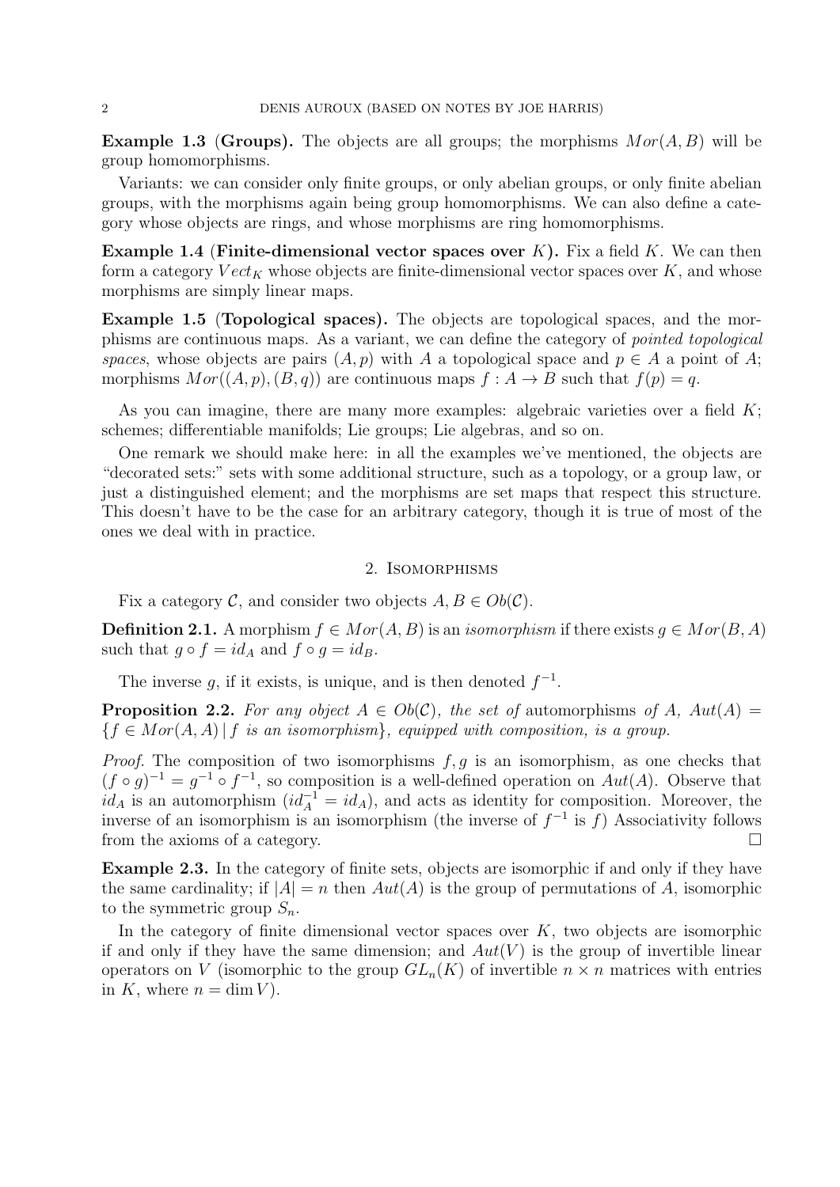**Example 1.3** (**Groups).** The objects are all groups; the morphisms $Mor(A, B)$ will be group homomorphisms.

Variants: we can consider only finite groups, or only abelian groups, or only finite abelian groups, with the morphisms again being group homomorphisms. We can also define a category whose objects are rings, and whose morphisms are ring homomorphisms.

**Example 1.4** (**Finite-dimensional vector spaces over $K$).** Fix a field $K$. We can then form a category $Vect_K$ whose objects are finite-dimensional vector spaces over $K$, and whose morphisms are simply linear maps.

**Example 1.5** (**Topological spaces).** The objects are topological spaces, and the morphisms are continuous maps. As a variant, we can define the category of *pointed topological spaces*, whose objects are pairs $(A, p)$ with $A$ a topological space and $p \in A$ a point of $A$; morphisms $Mor((A, p), (B, q))$ are continuous maps $f : A \to B$ such that $f(p) = q$.

As you can imagine, there are many more examples: algebraic varieties over a field $K$; schemes; differentiable manifolds; Lie groups; Lie algebras, and so on.

One remark we should make here: in all the examples we've mentioned, the objects are "decorated sets:" sets with some additional structure, such as a topology, or a group law, or just a distinguished element; and the morphisms are set maps that respect this structure. This doesn't have to be the case for an arbitrary category, though it is true of most of the ones we deal with in practice.

## 2. Isomorphisms

Fix a category $\mathcal{C}$, and consider two objects $A, B \in Ob(\mathcal{C})$.

**Definition 2.1.** A morphism $f \in Mor(A, B)$ is an *isomorphism* if there exists $g \in Mor(B, A)$ such that $g \circ f = id_A$ and $f \circ g = id_B$.

The inverse $g$, if it exists, is unique, and is then denoted $f^{-1}$.

**Proposition 2.2.** *For any object $A \in Ob(\mathcal{C})$, the set of* automorphisms *of $A$, $Aut(A) = \{f \in Mor(A, A) \mid f \text{ is an isomorphism}\}$, equipped with composition, is a group.*

*Proof.* The composition of two isomorphisms $f, g$ is an isomorphism, as one checks that $(f \circ g)^{-1} = g^{-1} \circ f^{-1}$, so composition is a well-defined operation on $Aut(A)$. Observe that $id_A$ is an automorphism ($id_A^{-1} = id_A$), and acts as identity for composition. Moreover, the inverse of an isomorphism is an isomorphism (the inverse of $f^{-1}$ is $f$) Associativity follows from the axioms of a category. □

**Example 2.3.** In the category of finite sets, objects are isomorphic if and only if they have the same cardinality; if $|A| = n$ then $Aut(A)$ is the group of permutations of $A$, isomorphic to the symmetric group $S_n$.

In the category of finite dimensional vector spaces over $K$, two objects are isomorphic if and only if they have the same dimension; and $Aut(V)$ is the group of invertible linear operators on $V$ (isomorphic to the group $GL_n(K)$ of invertible $n \times n$ matrices with entries in $K$, where $n = \dim V$).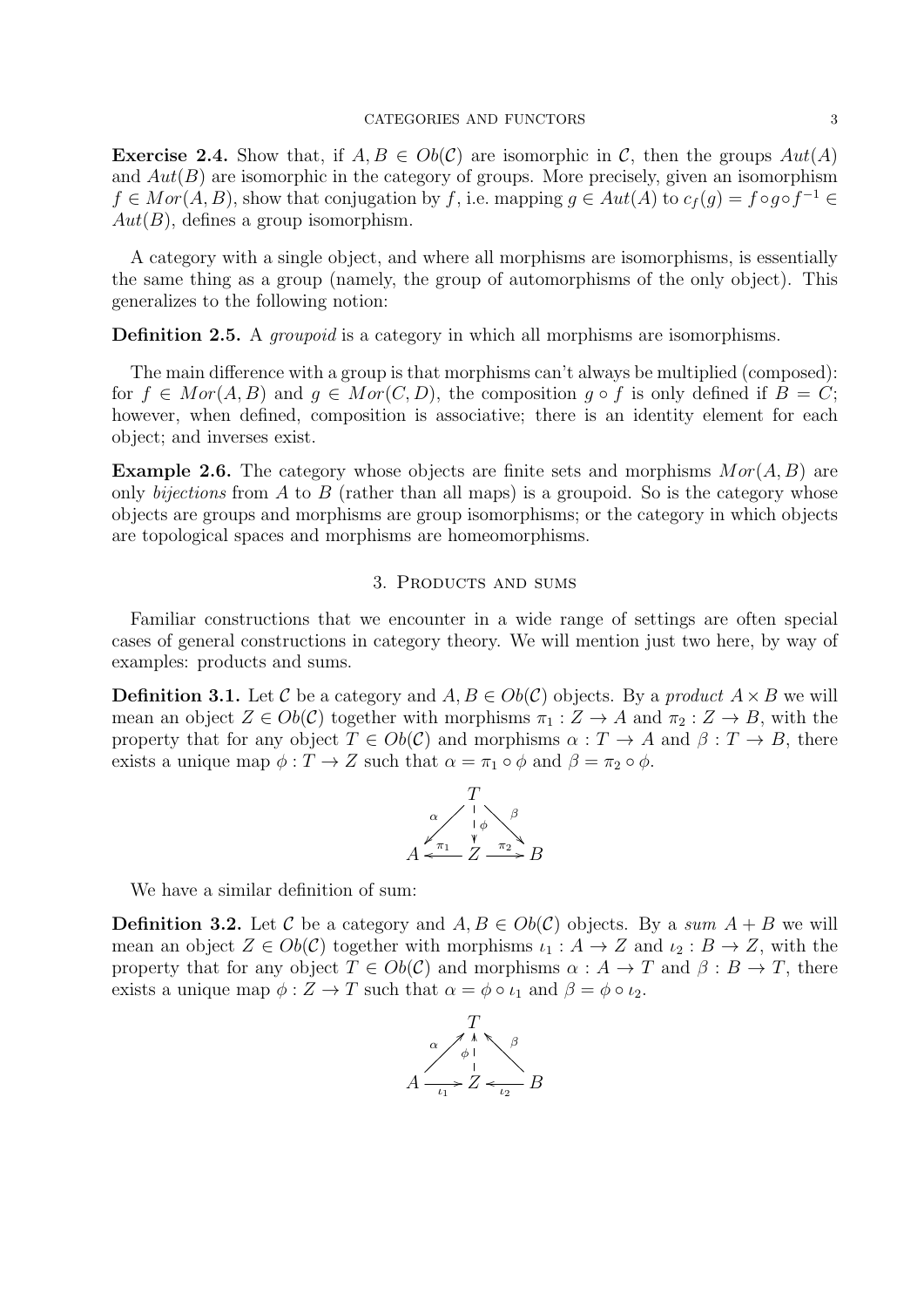**Exercise 2.4.** Show that, if $A, B \in Ob(\mathcal{C})$ are isomorphic in $\mathcal{C}$, then the groups $Aut(A)$ and $Aut(B)$ are isomorphic in the category of groups. More precisely, given an isomorphism $f \in Mor(A, B)$, show that conjugation by $f$, i.e. mapping $g \in Aut(A)$ to $c_f(g) = f \circ g \circ f^{-1} \in Aut(B)$, defines a group isomorphism.

A category with a single object, and where all morphisms are isomorphisms, is essentially the same thing as a group (namely, the group of automorphisms of the only object). This generalizes to the following notion:

**Definition 2.5.** A *groupoid* is a category in which all morphisms are isomorphisms.

The main difference with a group is that morphisms can't always be multiplied (composed): for $f \in Mor(A, B)$ and $g \in Mor(C, D)$, the composition $g \circ f$ is only defined if $B = C$; however, when defined, composition is associative; there is an identity element for each object; and inverses exist.

**Example 2.6.** The category whose objects are finite sets and morphisms $Mor(A, B)$ are only *bijections* from $A$ to $B$ (rather than all maps) is a groupoid. So is the category whose objects are groups and morphisms are group isomorphisms; or the category in which objects are topological spaces and morphisms are homeomorphisms.

## 3. Products and sums

Familiar constructions that we encounter in a wide range of settings are often special cases of general constructions in category theory. We will mention just two here, by way of examples: products and sums.

**Definition 3.1.** Let $\mathcal{C}$ be a category and $A, B \in Ob(\mathcal{C})$ objects. By a *product* $A \times B$ we will mean an object $Z \in Ob(\mathcal{C})$ together with morphisms $\pi_1 : Z \to A$ and $\pi_2 : Z \to B$, with the property that for any object $T \in Ob(\mathcal{C})$ and morphisms $\alpha : T \to A$ and $\beta : T \to B$, there exists a unique map $\phi : T \to Z$ such that $\alpha = \pi_1 \circ \phi$ and $\beta = \pi_2 \circ \phi$.

$$
\begin{array}{ccccc}
 & & T & & \\
 & \swarrow^{\alpha} & \downarrow^{\phi} & \searrow^{\beta} & \\
A & \xleftarrow{\pi_1} & Z & \xrightarrow{\pi_2} & B
\end{array}
$$

We have a similar definition of sum:

**Definition 3.2.** Let $\mathcal{C}$ be a category and $A, B \in Ob(\mathcal{C})$ objects. By a *sum* $A + B$ we will mean an object $Z \in Ob(\mathcal{C})$ together with morphisms $\iota_1 : A \to Z$ and $\iota_2 : B \to Z$, with the property that for any object $T \in Ob(\mathcal{C})$ and morphisms $\alpha : A \to T$ and $\beta : B \to T$, there exists a unique map $\phi : Z \to T$ such that $\alpha = \phi \circ \iota_1$ and $\beta = \phi \circ \iota_2$.

$$
\begin{array}{ccccc}
 & & T & & \\
 & \nearrow^{\alpha} & \uparrow^{\phi} & \nwarrow^{\beta} & \\
A & \xrightarrow{\iota_1} & Z & \xleftarrow{\iota_2} & B
\end{array}
$$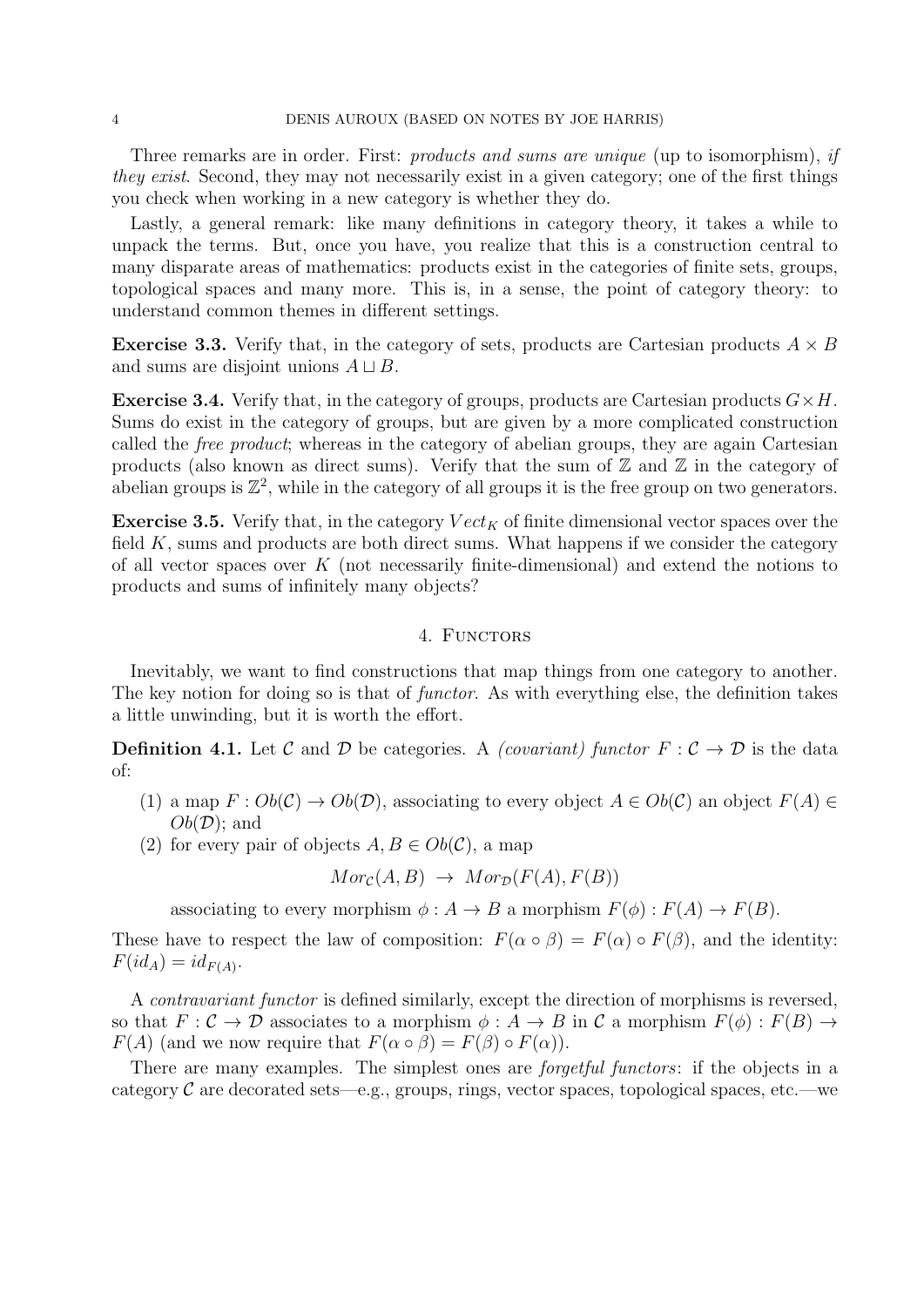Three remarks are in order. First: *products and sums are unique* (up to isomorphism), *if they exist*. Second, they may not necessarily exist in a given category; one of the first things you check when working in a new category is whether they do.

Lastly, a general remark: like many definitions in category theory, it takes a while to unpack the terms. But, once you have, you realize that this is a construction central to many disparate areas of mathematics: products exist in the categories of finite sets, groups, topological spaces and many more. This is, in a sense, the point of category theory: to understand common themes in different settings.

**Exercise 3.3.** Verify that, in the category of sets, products are Cartesian products $A \times B$ and sums are disjoint unions $A \sqcup B$.

**Exercise 3.4.** Verify that, in the category of groups, products are Cartesian products $G \times H$. Sums do exist in the category of groups, but are given by a more complicated construction called the *free product*; whereas in the category of abelian groups, they are again Cartesian products (also known as direct sums). Verify that the sum of $\mathbb{Z}$ and $\mathbb{Z}$ in the category of abelian groups is $\mathbb{Z}^2$, while in the category of all groups it is the free group on two generators.

**Exercise 3.5.** Verify that, in the category $Vect_K$ of finite dimensional vector spaces over the field $K$, sums and products are both direct sums. What happens if we consider the category of all vector spaces over $K$ (not necessarily finite-dimensional) and extend the notions to products and sums of infinitely many objects?

## 4. Functors

Inevitably, we want to find constructions that map things from one category to another. The key notion for doing so is that of *functor*. As with everything else, the definition takes a little unwinding, but it is worth the effort.

**Definition 4.1.** Let $\mathcal{C}$ and $\mathcal{D}$ be categories. A *(covariant) functor* $F : \mathcal{C} \to \mathcal{D}$ is the data of:

1. a map $F : Ob(\mathcal{C}) \to Ob(\mathcal{D})$, associating to every object $A \in Ob(\mathcal{C})$ an object $F(A) \in Ob(\mathcal{D})$; and
2. for every pair of objects $A, B \in Ob(\mathcal{C})$, a map
$$Mor_{\mathcal{C}}(A, B) \ \to \ Mor_{\mathcal{D}}(F(A), F(B))$$
associating to every morphism $\phi : A \to B$ a morphism $F(\phi) : F(A) \to F(B)$.

These have to respect the law of composition: $F(\alpha \circ \beta) = F(\alpha) \circ F(\beta)$, and the identity: $F(id_A) = id_{F(A)}$.

A *contravariant functor* is defined similarly, except the direction of morphisms is reversed, so that $F : \mathcal{C} \to \mathcal{D}$ associates to a morphism $\phi : A \to B$ in $\mathcal{C}$ a morphism $F(\phi) : F(B) \to F(A)$ (and we now require that $F(\alpha \circ \beta) = F(\beta) \circ F(\alpha)$).

There are many examples. The simplest ones are *forgetful functors*: if the objects in a category $\mathcal{C}$ are decorated sets—e.g., groups, rings, vector spaces, topological spaces, etc.—we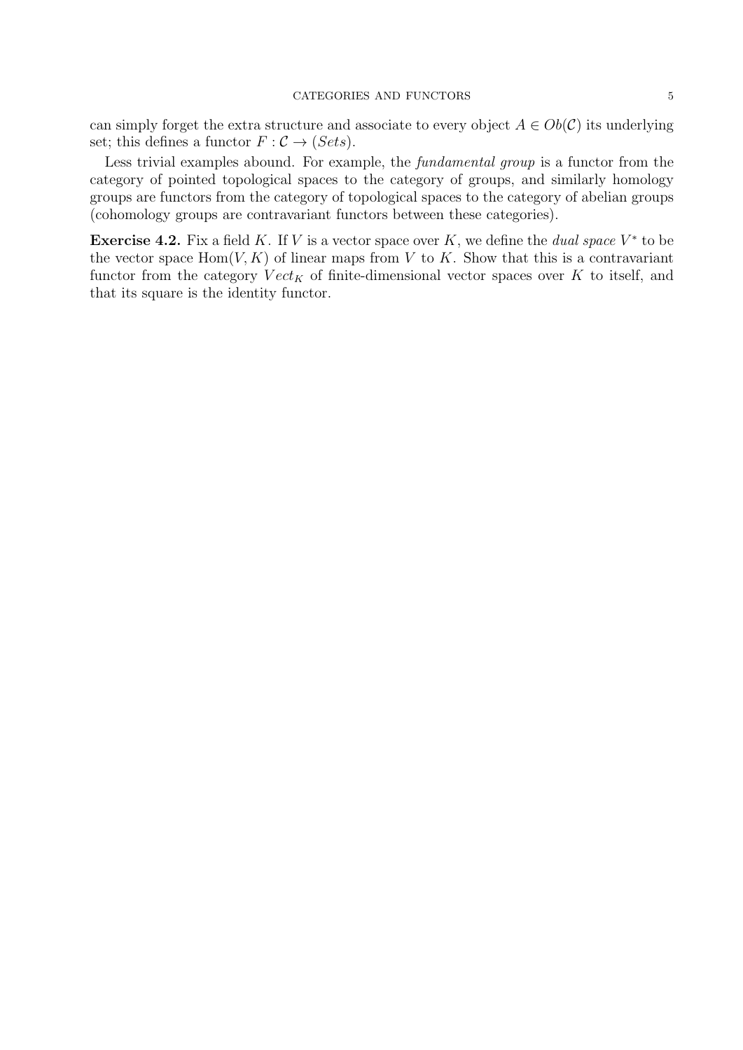can simply forget the extra structure and associate to every object $A \in Ob(\mathcal{C})$ its underlying set; this defines a functor $F : \mathcal{C} \to (Sets)$.

Less trivial examples abound. For example, the *fundamental group* is a functor from the category of pointed topological spaces to the category of groups, and similarly homology groups are functors from the category of topological spaces to the category of abelian groups (cohomology groups are contravariant functors between these categories).

**Exercise 4.2.** Fix a field $K$. If $V$ is a vector space over $K$, we define the *dual space* $V^*$ to be the vector space $\mathrm{Hom}(V, K)$ of linear maps from $V$ to $K$. Show that this is a contravariant functor from the category $Vect_K$ of finite-dimensional vector spaces over $K$ to itself, and that its square is the identity functor.